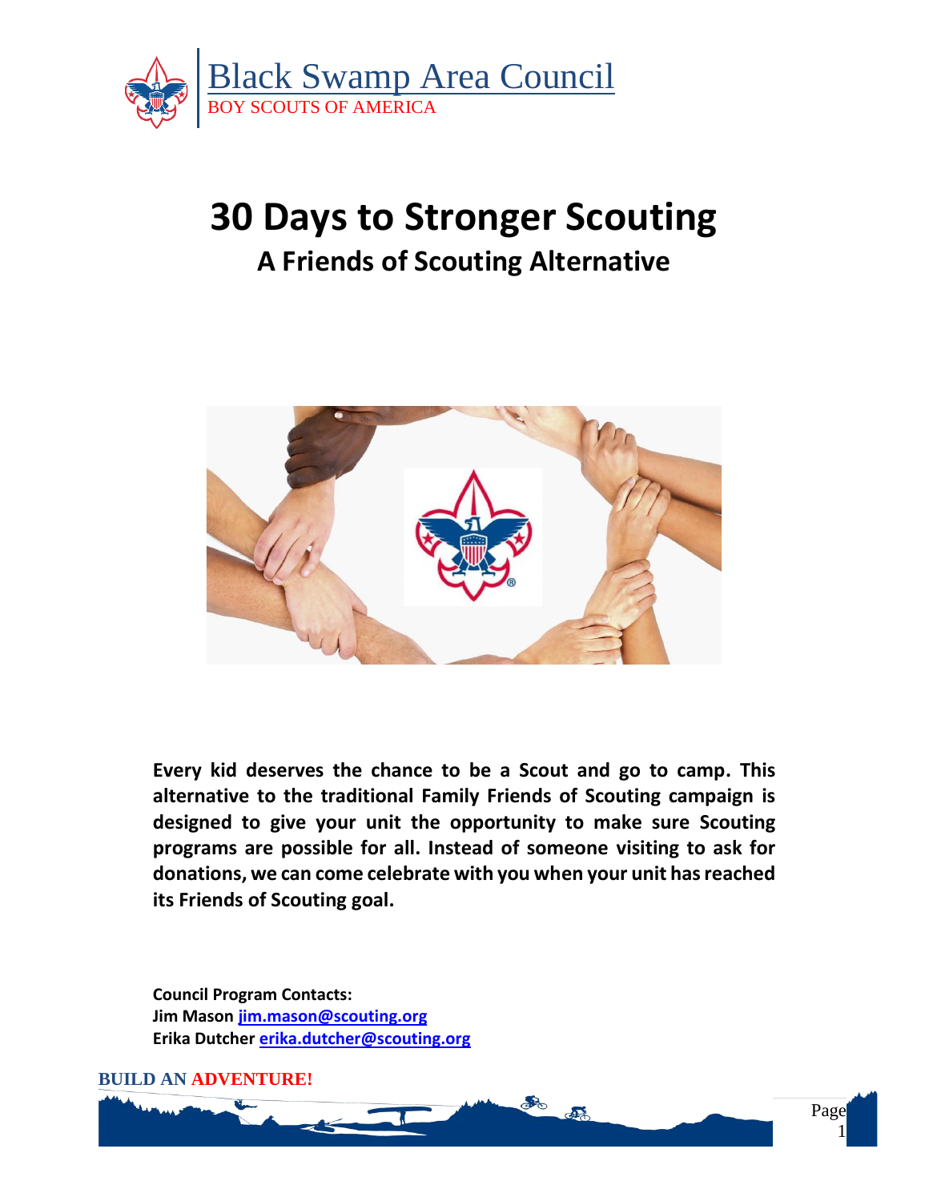Black Swamp Area Council
BOY SCOUTS OF AMERICA

# 30 Days to Stronger Scouting

## A Friends of Scouting Alternative

**Every kid deserves the chance to be a Scout and go to camp. This alternative to the traditional Family Friends of Scouting campaign is designed to give your unit the opportunity to make sure Scouting programs are possible for all. Instead of someone visiting to ask for donations, we can come celebrate with you when your unit has reached its Friends of Scouting goal.**

**Council Program Contacts:**
**Jim Mason [jim.mason@scouting.org](mailto:jim.mason@scouting.org)**
**Erika Dutcher [erika.dutcher@scouting.org](mailto:erika.dutcher@scouting.org)**

**BUILD AN ADVENTURE!**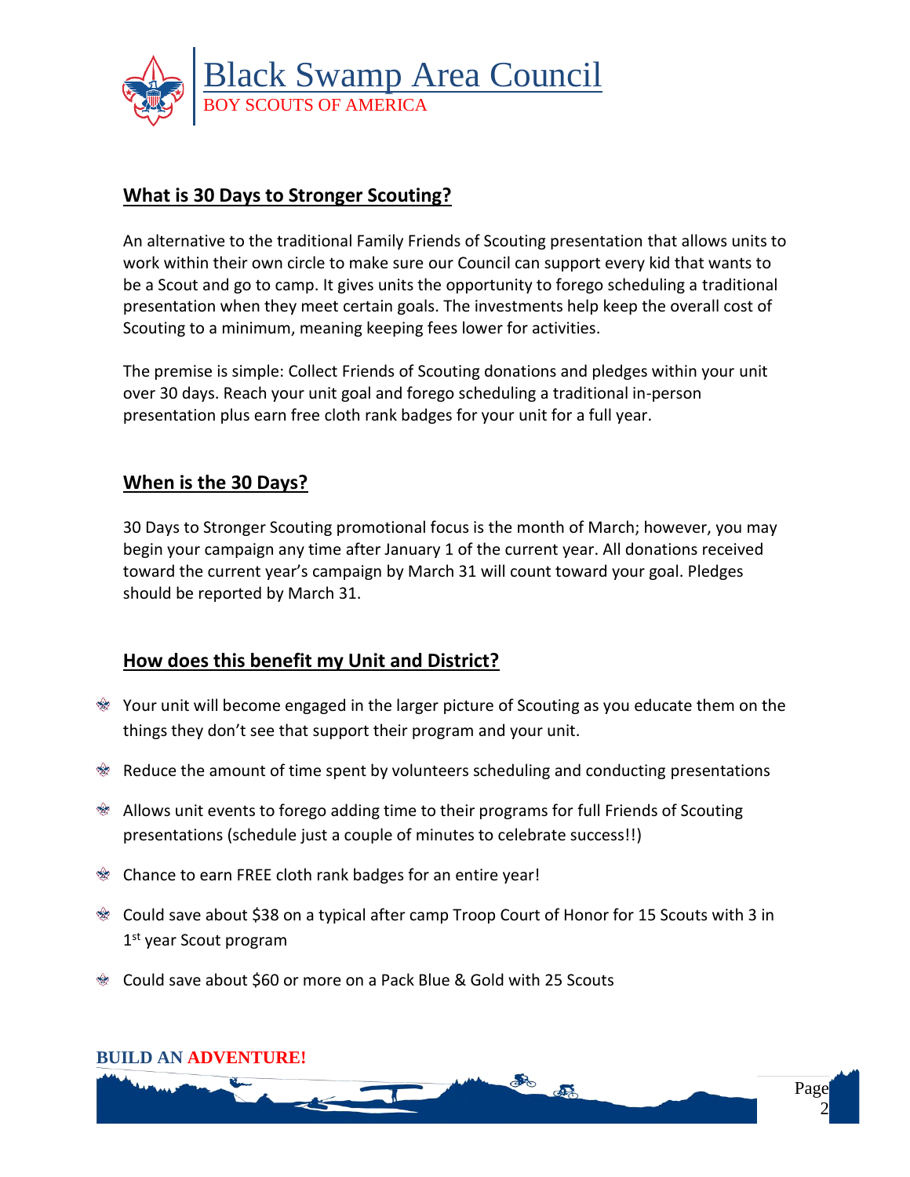## What is 30 Days to Stronger Scouting?

An alternative to the traditional Family Friends of Scouting presentation that allows units to work within their own circle to make sure our Council can support every kid that wants to be a Scout and go to camp. It gives units the opportunity to forego scheduling a traditional presentation when they meet certain goals. The investments help keep the overall cost of Scouting to a minimum, meaning keeping fees lower for activities.

The premise is simple: Collect Friends of Scouting donations and pledges within your unit over 30 days. Reach your unit goal and forego scheduling a traditional in-person presentation plus earn free cloth rank badges for your unit for a full year.

## When is the 30 Days?

30 Days to Stronger Scouting promotional focus is the month of March; however, you may begin your campaign any time after January 1 of the current year. All donations received toward the current year's campaign by March 31 will count toward your goal. Pledges should be reported by March 31.

## How does this benefit my Unit and District?

- Your unit will become engaged in the larger picture of Scouting as you educate them on the things they don't see that support their program and your unit.
- Reduce the amount of time spent by volunteers scheduling and conducting presentations
- Allows unit events to forego adding time to their programs for full Friends of Scouting presentations (schedule just a couple of minutes to celebrate success!!)
- Chance to earn FREE cloth rank badges for an entire year!
- Could save about $38 on a typical after camp Troop Court of Honor for 15 Scouts with 3 in 1st year Scout program
- Could save about $60 or more on a Pack Blue & Gold with 25 Scouts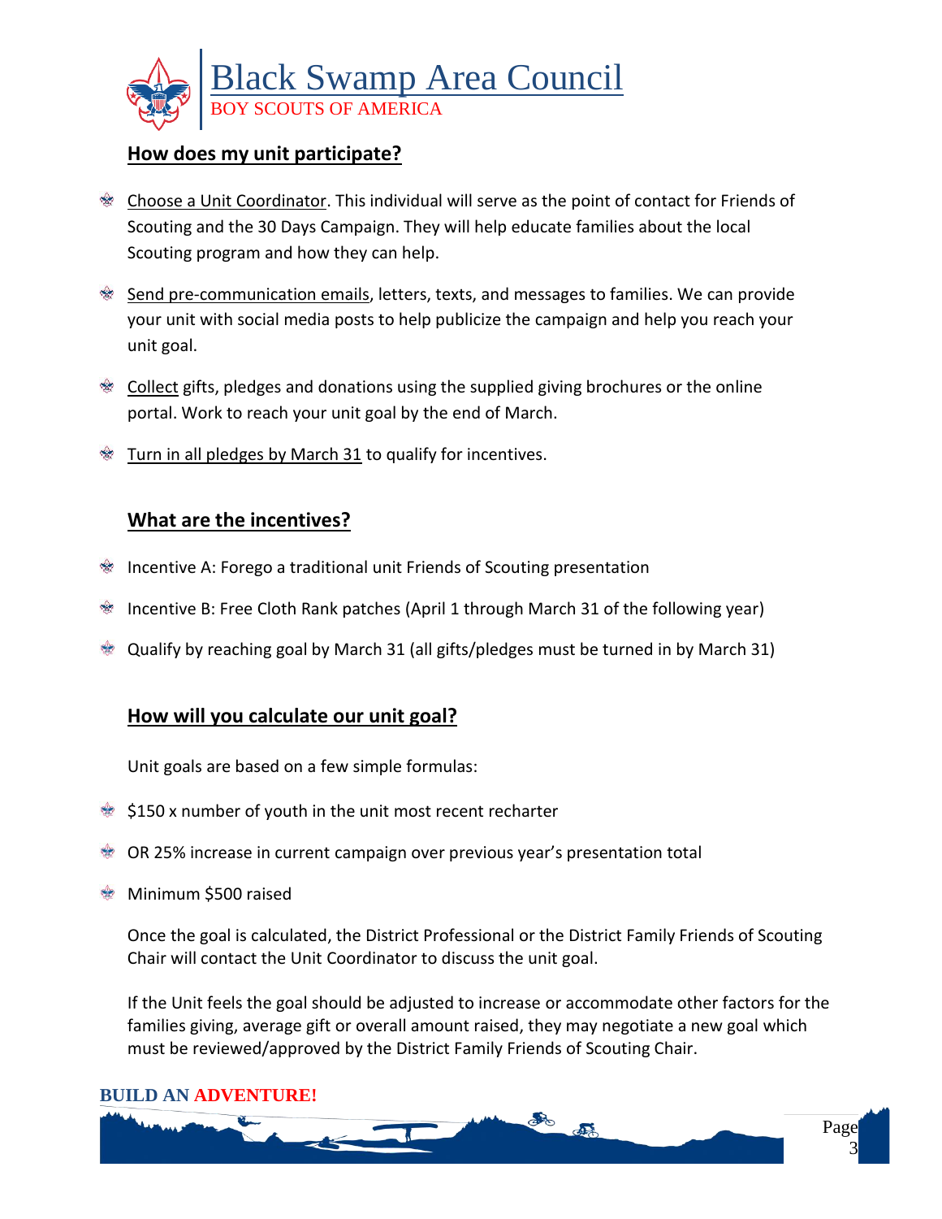## How does my unit participate?

- Choose a Unit Coordinator. This individual will serve as the point of contact for Friends of Scouting and the 30 Days Campaign. They will help educate families about the local Scouting program and how they can help.
- Send pre-communication emails, letters, texts, and messages to families. We can provide your unit with social media posts to help publicize the campaign and help you reach your unit goal.
- Collect gifts, pledges and donations using the supplied giving brochures or the online portal. Work to reach your unit goal by the end of March.
- Turn in all pledges by March 31 to qualify for incentives.

## What are the incentives?

- Incentive A: Forego a traditional unit Friends of Scouting presentation
- Incentive B: Free Cloth Rank patches (April 1 through March 31 of the following year)
- Qualify by reaching goal by March 31 (all gifts/pledges must be turned in by March 31)

## How will you calculate our unit goal?

Unit goals are based on a few simple formulas:

- $150 x number of youth in the unit most recent recharter
- OR 25% increase in current campaign over previous year's presentation total
- Minimum $500 raised

Once the goal is calculated, the District Professional or the District Family Friends of Scouting Chair will contact the Unit Coordinator to discuss the unit goal.

If the Unit feels the goal should be adjusted to increase or accommodate other factors for the families giving, average gift or overall amount raised, they may negotiate a new goal which must be reviewed/approved by the District Family Friends of Scouting Chair.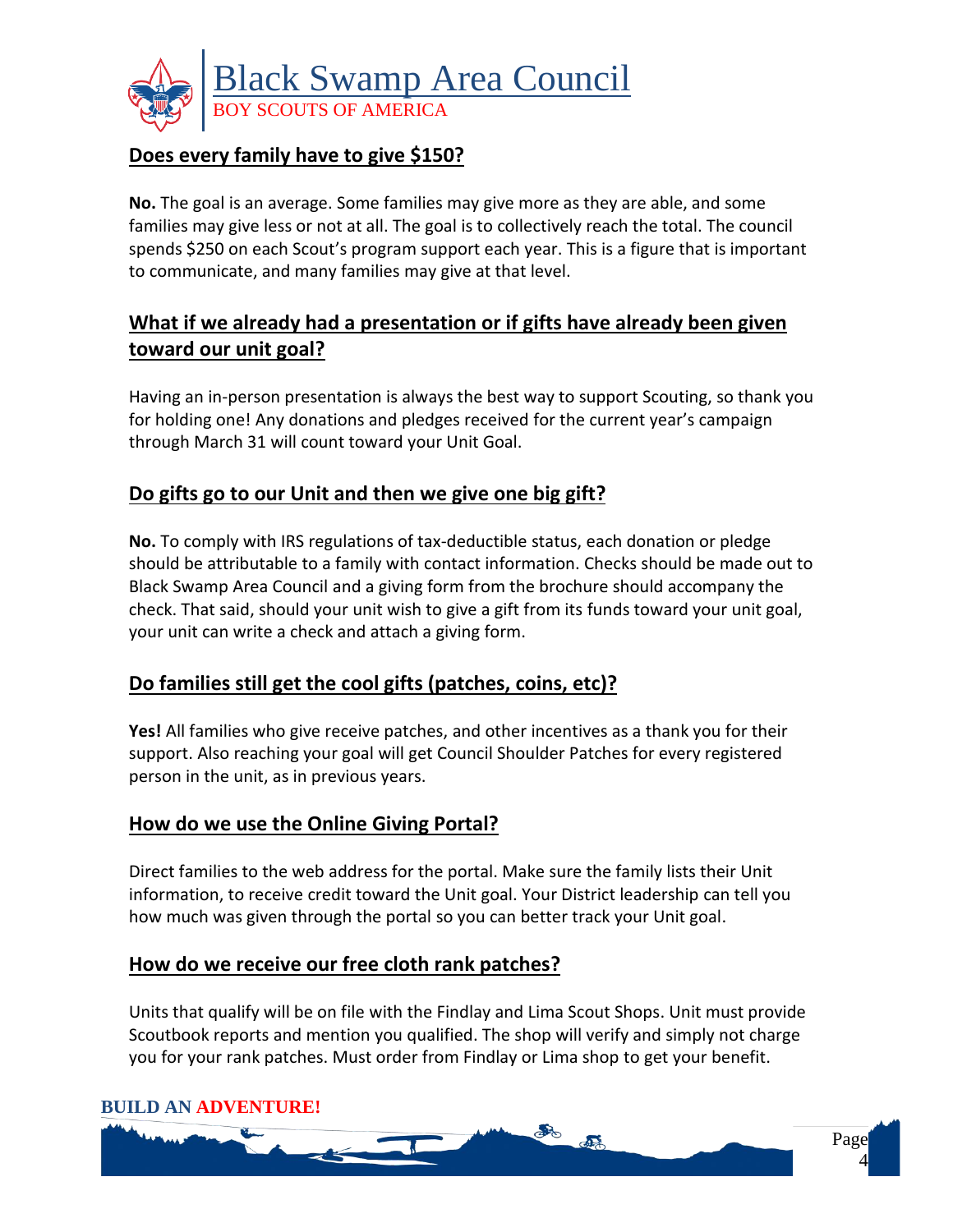## Does every family have to give $150?

**No.** The goal is an average. Some families may give more as they are able, and some families may give less or not at all. The goal is to collectively reach the total. The council spends $250 on each Scout's program support each year. This is a figure that is important to communicate, and many families may give at that level.

## What if we already had a presentation or if gifts have already been given toward our unit goal?

Having an in-person presentation is always the best way to support Scouting, so thank you for holding one! Any donations and pledges received for the current year's campaign through March 31 will count toward your Unit Goal.

## Do gifts go to our Unit and then we give one big gift?

**No.** To comply with IRS regulations of tax-deductible status, each donation or pledge should be attributable to a family with contact information. Checks should be made out to Black Swamp Area Council and a giving form from the brochure should accompany the check. That said, should your unit wish to give a gift from its funds toward your unit goal, your unit can write a check and attach a giving form.

## Do families still get the cool gifts (patches, coins, etc)?

**Yes!** All families who give receive patches, and other incentives as a thank you for their support. Also reaching your goal will get Council Shoulder Patches for every registered person in the unit, as in previous years.

## How do we use the Online Giving Portal?

Direct families to the web address for the portal. Make sure the family lists their Unit information, to receive credit toward the Unit goal. Your District leadership can tell you how much was given through the portal so you can better track your Unit goal.

## How do we receive our free cloth rank patches?

Units that qualify will be on file with the Findlay and Lima Scout Shops. Unit must provide Scoutbook reports and mention you qualified. The shop will verify and simply not charge you for your rank patches. Must order from Findlay or Lima shop to get your benefit.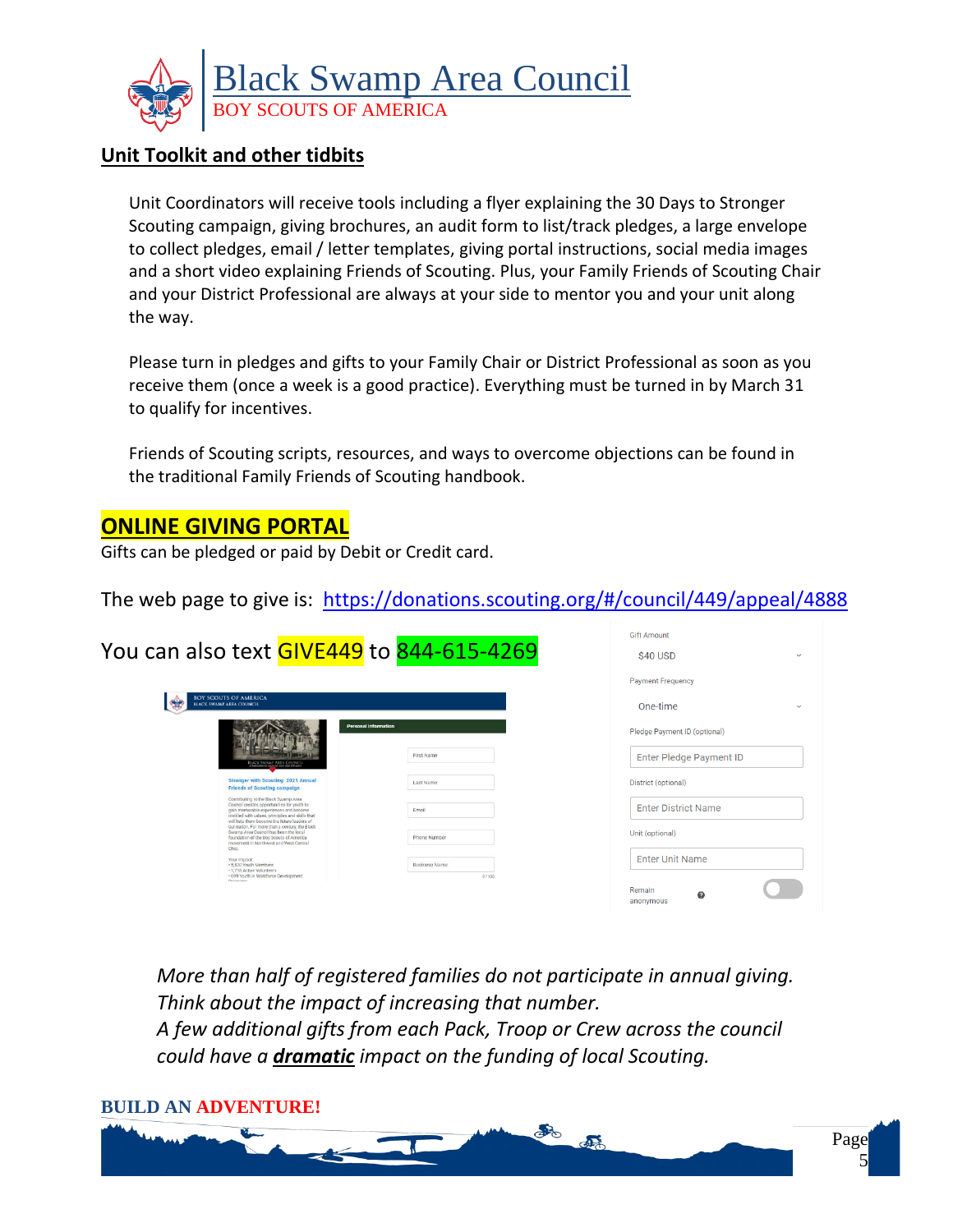Black Swamp Area Council
BOY SCOUTS OF AMERICA

## Unit Toolkit and other tidbits

Unit Coordinators will receive tools including a flyer explaining the 30 Days to Stronger Scouting campaign, giving brochures, an audit form to list/track pledges, a large envelope to collect pledges, email / letter templates, giving portal instructions, social media images and a short video explaining Friends of Scouting. Plus, your Family Friends of Scouting Chair and your District Professional are always at your side to mentor you and your unit along the way.

Please turn in pledges and gifts to your Family Chair or District Professional as soon as you receive them (once a week is a good practice). Everything must be turned in by March 31 to qualify for incentives.

Friends of Scouting scripts, resources, and ways to overcome objections can be found in the traditional Family Friends of Scouting handbook.

## ONLINE GIVING PORTAL

Gifts can be pledged or paid by Debit or Credit card.

The web page to give is: https://donations.scouting.org/#/council/449/appeal/4888

You can also text GIVE449 to 844-615-4269

Gift Amount
$40 USD
Payment Frequency
One-time
Pledge Payment ID (optional)
Enter Pledge Payment ID
District (optional)
Enter District Name
Unit (optional)
Enter Unit Name
Remain anonymous

*More than half of registered families do not participate in annual giving. Think about the impact of increasing that number.*
*A few additional gifts from each Pack, Troop or Crew across the council could have a* ***dramatic*** *impact on the funding of local Scouting.*

**BUILD AN ADVENTURE!**